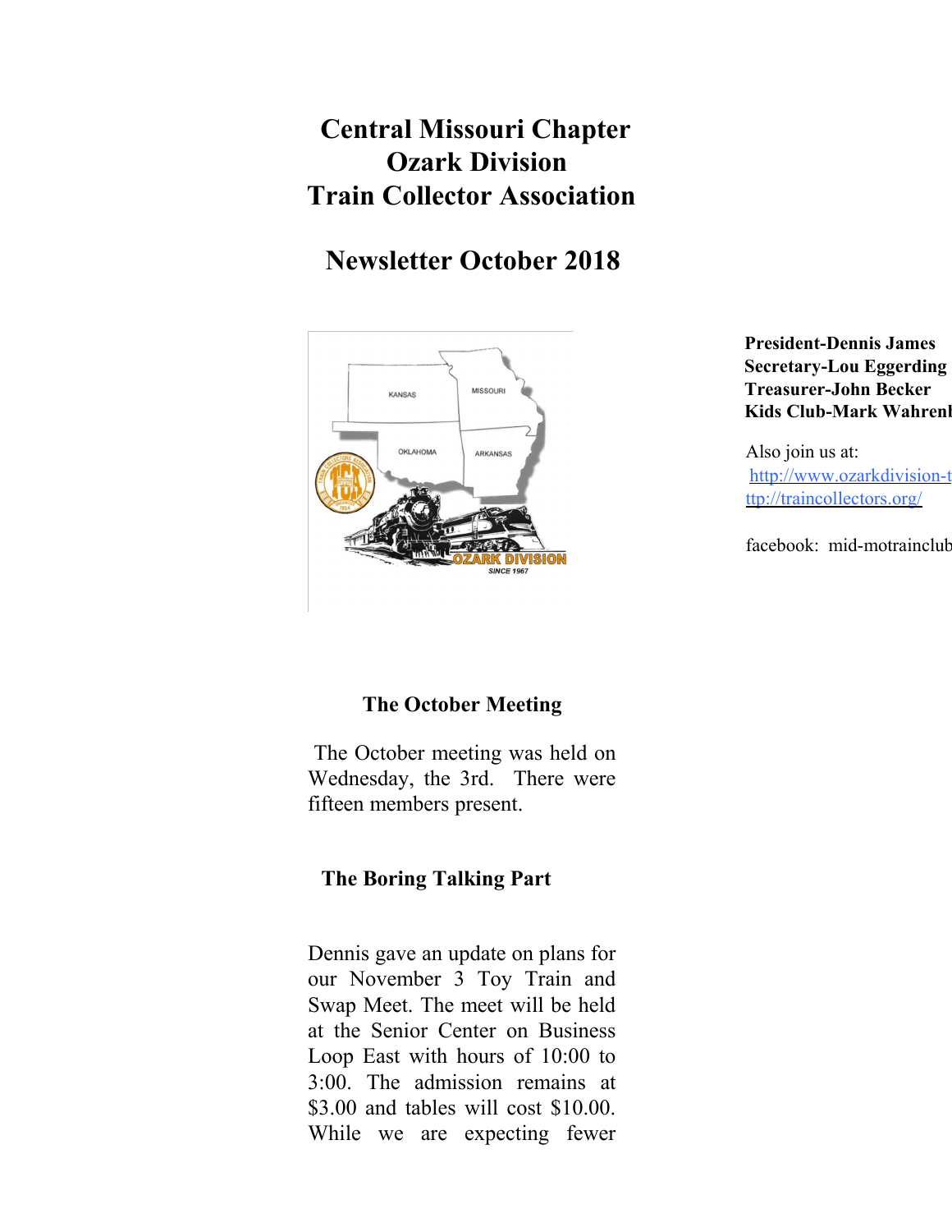# Central Missouri Chapter
# Ozark Division
# Train Collector Association

## Newsletter October 2018

**President-Dennis James**
**Secretary-Lou Eggerding**
**Treasurer-John Becker**
**Kids Club-Mark Wahrenb**

Also join us at:
http://www.ozarkdivision-t
ttp://traincollectors.org/

facebook: mid-motrainclub

### The October Meeting

The October meeting was held on Wednesday, the 3rd. There were fifteen members present.

### The Boring Talking Part

Dennis gave an update on plans for our November 3 Toy Train and Swap Meet. The meet will be held at the Senior Center on Business Loop East with hours of 10:00 to 3:00. The admission remains at $3.00 and tables will cost $10.00. While we are expecting fewer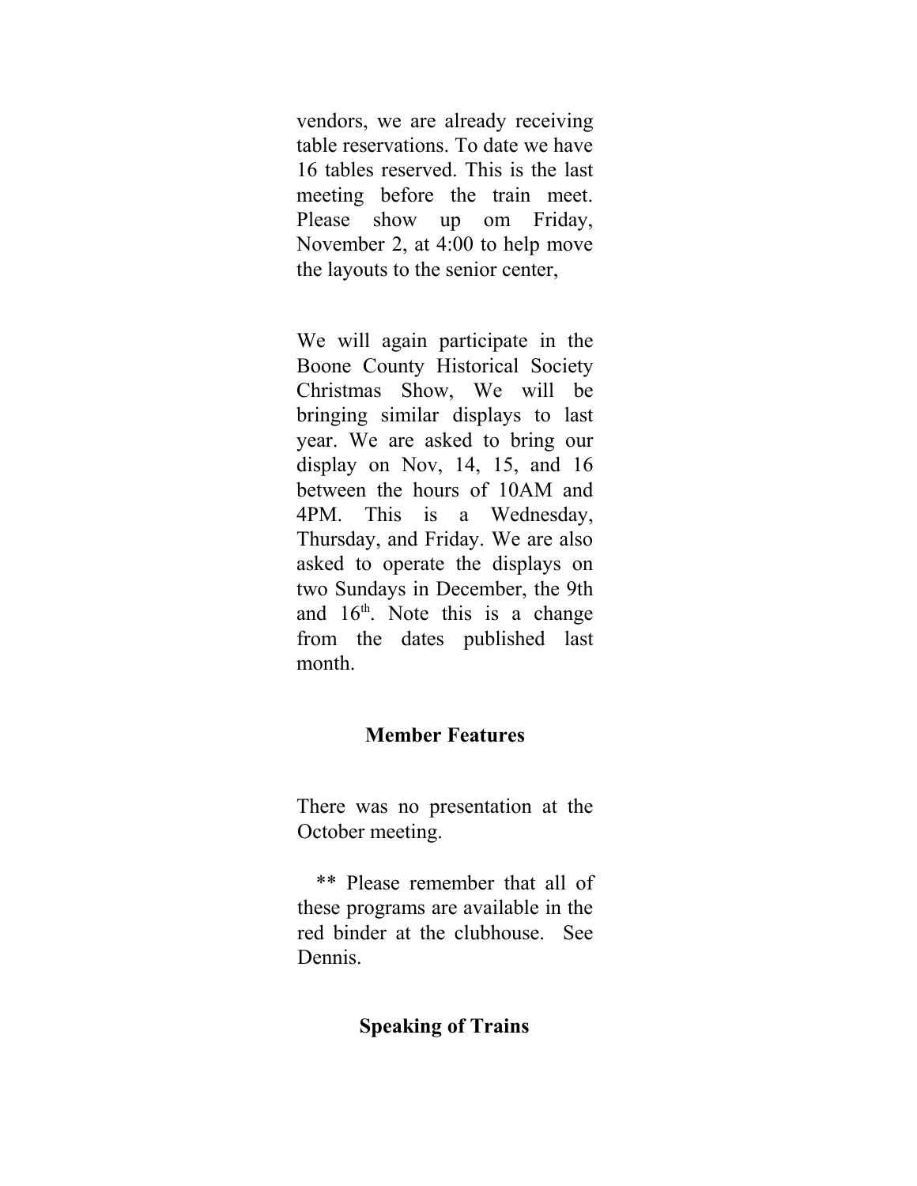vendors, we are already receiving table reservations. To date we have 16 tables reserved. This is the last meeting before the train meet. Please show up om Friday, November 2, at 4:00 to help move the layouts to the senior center,

We will again participate in the Boone County Historical Society Christmas Show, We will be bringing similar displays to last year. We are asked to bring our display on Nov, 14, 15, and 16 between the hours of 10AM and 4PM. This is a Wednesday, Thursday, and Friday. We are also asked to operate the displays on two Sundays in December, the 9th and 16th. Note this is a change from the dates published last month.

## Member Features

There was no presentation at the October meeting.

** Please remember that all of these programs are available in the red binder at the clubhouse. See Dennis.

## Speaking of Trains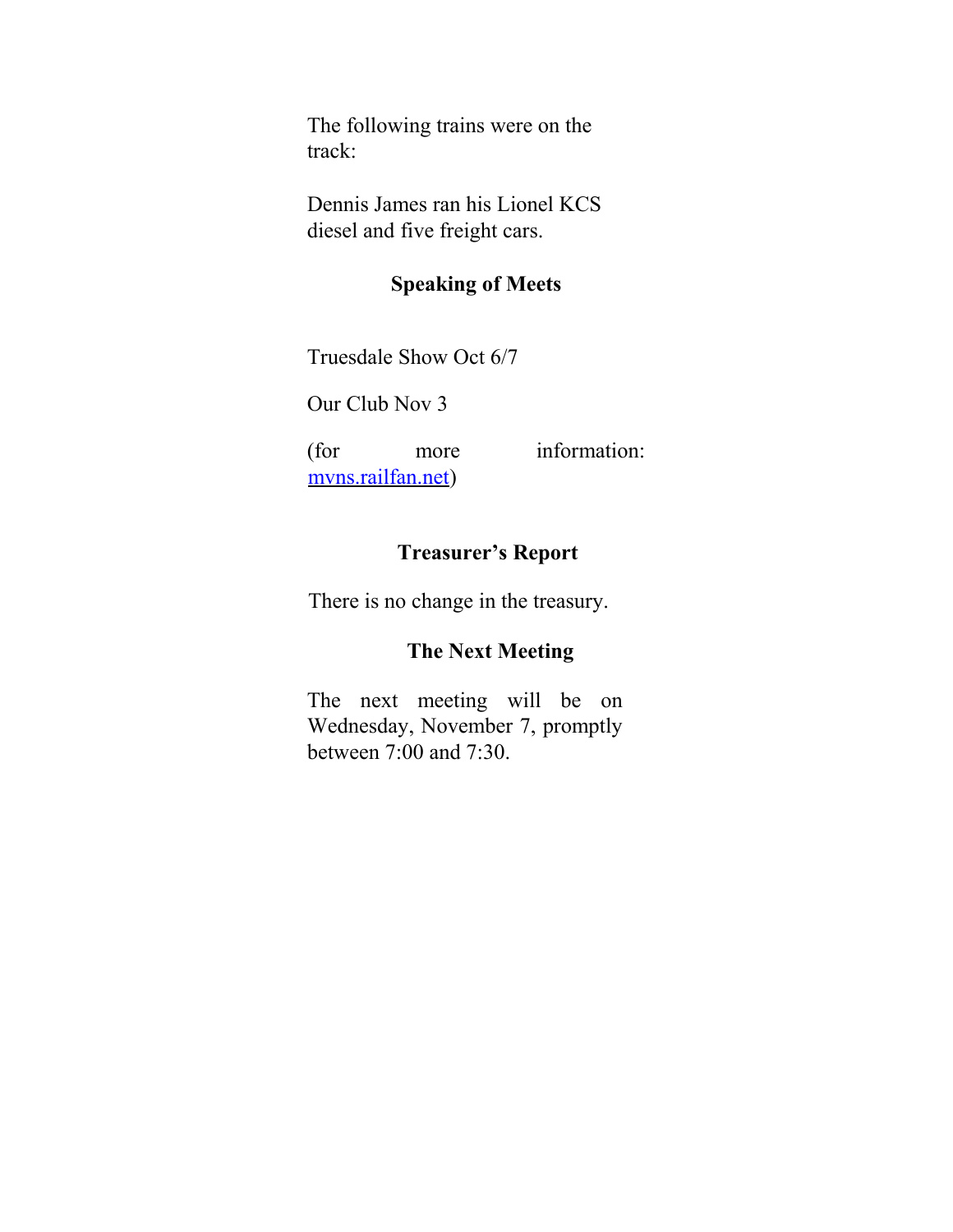The following trains were on the track:

Dennis James ran his Lionel KCS diesel and five freight cars.

## Speaking of Meets

Truesdale Show Oct 6/7

Our Club Nov 3

(for more information: [mvns.railfan.net](mvns.railfan.net))

## Treasurer's Report

There is no change in the treasury.

## The Next Meeting

The next meeting will be on Wednesday, November 7, promptly between 7:00 and 7:30.